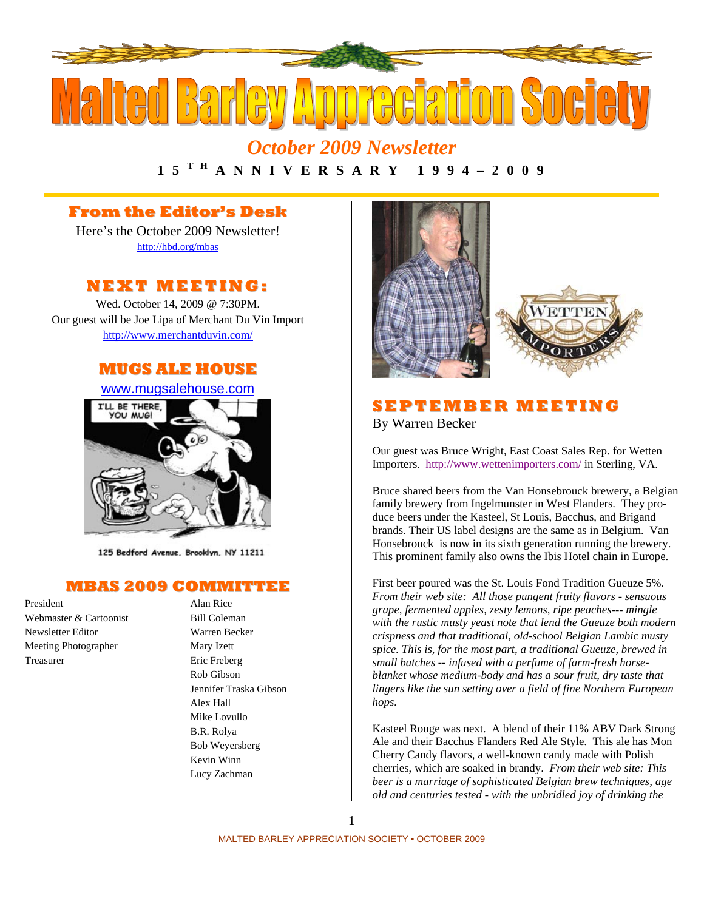# Malted Barley Appreciation Society

## October 2009 Newsletter

**15TH ANNIVERSARY 1994 – 2009**

## From the Editor's Desk

Here's the October 2009 Newsletter!
http://hbd.org/mbas

## NEXT MEETING:

Wed. October 14, 2009 @ 7:30PM.
Our guest will be Joe Lipa of Merchant Du Vin Import
http://www.merchantduvin.com/

## MUGS ALE HOUSE

www.mugsalehouse.com

I'LL BE THERE, YOU MUG!

125 Bedford Avenue, Brooklyn, NY 11211

## MBAS 2009 COMMITTEE

| | |
|---|---|
| President | Alan Rice |
| Webmaster & Cartoonist | Bill Coleman |
| Newsletter Editor | Warren Becker |
| Meeting Photographer | Mary Izett |
| Treasurer | Eric Freberg |
| | Rob Gibson |
| | Jennifer Traska Gibson |
| | Alex Hall |
| | Mike Lovullo |
| | B.R. Rolya |
| | Bob Weyersberg |
| | Kevin Winn |
| | Lucy Zachman |

## SEPTEMBER MEETING

By Warren Becker

Our guest was Bruce Wright, East Coast Sales Rep. for Wetten Importers. http://www.wettenimporters.com/ in Sterling, VA.

Bruce shared beers from the Van Honsebrouck brewery, a Belgian family brewery from Ingelmunster in West Flanders. They produce beers under the Kasteel, St Louis, Bacchus, and Brigand brands. Their US label designs are the same as in Belgium. Van Honsebrouck is now in its sixth generation running the brewery. This prominent family also owns the Ibis Hotel chain in Europe.

First beer poured was the St. Louis Fond Tradition Gueuze 5%. *From their web site: All those pungent fruity flavors - sensuous grape, fermented apples, zesty lemons, ripe peaches--- mingle with the rustic musty yeast note that lend the Gueuze both modern crispness and that traditional, old-school Belgian Lambic musty spice. This is, for the most part, a traditional Gueuze, brewed in small batches -- infused with a perfume of farm-fresh horse-blanket whose medium-body and has a sour fruit, dry taste that lingers like the sun setting over a field of fine Northern European hops.*

Kasteel Rouge was next. A blend of their 11% ABV Dark Strong Ale and their Bacchus Flanders Red Ale Style. This ale has Mon Cherry Candy flavors, a well-known candy made with Polish cherries, which are soaked in brandy. *From their web site: This beer is a marriage of sophisticated Belgian brew techniques, age old and centuries tested - with the unbridled joy of drinking the*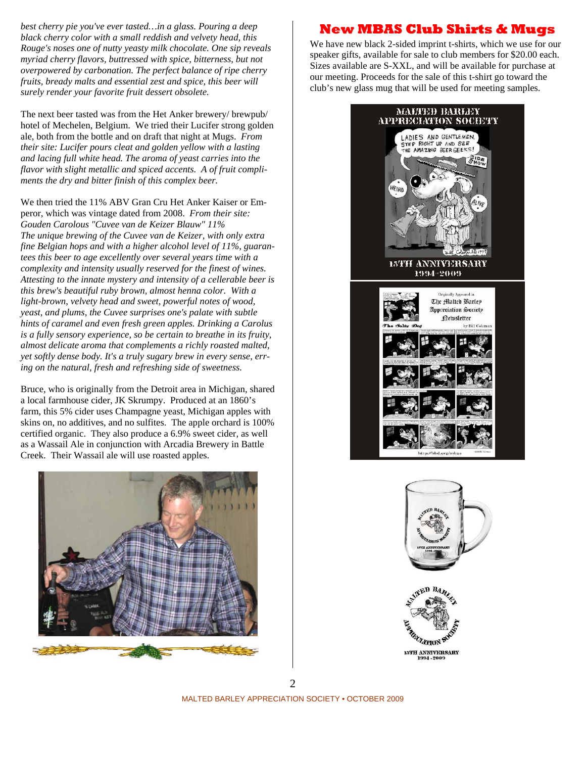*best cherry pie you've ever tasted…in a glass. Pouring a deep black cherry color with a small reddish and velvety head, this Rouge's noses one of nutty yeasty milk chocolate. One sip reveals myriad cherry flavors, buttressed with spice, bitterness, but not overpowered by carbonation. The perfect balance of ripe cherry fruits, bready malts and essential zest and spice, this beer will surely render your favorite fruit dessert obsolete.*

The next beer tasted was from the Het Anker brewery/ brewpub/ hotel of Mechelen, Belgium. We tried their Lucifer strong golden ale, both from the bottle and on draft that night at Mugs. *From their site: Lucifer pours cleat and golden yellow with a lasting and lacing full white head. The aroma of yeast carries into the flavor with slight metallic and spiced accents. A of fruit compliments the dry and bitter finish of this complex beer.*

We then tried the 11% ABV Gran Cru Het Anker Kaiser or Emperor, which was vintage dated from 2008. *From their site: Gouden Carolous "Cuvee van de Keizer Blauw" 11% The unique brewing of the Cuvee van de Keizer, with only extra fine Belgian hops and with a higher alcohol level of 11%, guarantees this beer to age excellently over several years time with a complexity and intensity usually reserved for the finest of wines. Attesting to the innate mystery and intensity of a cellerable beer is this brew's beautiful ruby brown, almost henna color. With a light-brown, velvety head and sweet, powerful notes of wood, yeast, and plums, the Cuvee surprises one's palate with subtle hints of caramel and even fresh green apples. Drinking a Carolus is a fully sensory experience, so be certain to breathe in its fruity, almost delicate aroma that complements a richly roasted malted, yet softly dense body. It's a truly sugary brew in every sense, erring on the natural, fresh and refreshing side of sweetness.*

Bruce, who is originally from the Detroit area in Michigan, shared a local farmhouse cider, JK Skrumpy. Produced at an 1860's farm, this 5% cider uses Champagne yeast, Michigan apples with skins on, no additives, and no sulfites. The apple orchard is 100% certified organic. They also produce a 6.9% sweet cider, as well as a Wassail Ale in conjunction with Arcadia Brewery in Battle Creek. Their Wassail ale will use roasted apples.

## New MBAS Club Shirts & Mugs

We have new black 2-sided imprint t-shirts, which we use for our speaker gifts, available for sale to club members for $20.00 each. Sizes available are S-XXL, and will be available for purchase at our meeting. Proceeds for the sale of this t-shirt go toward the club's new glass mug that will be used for meeting samples.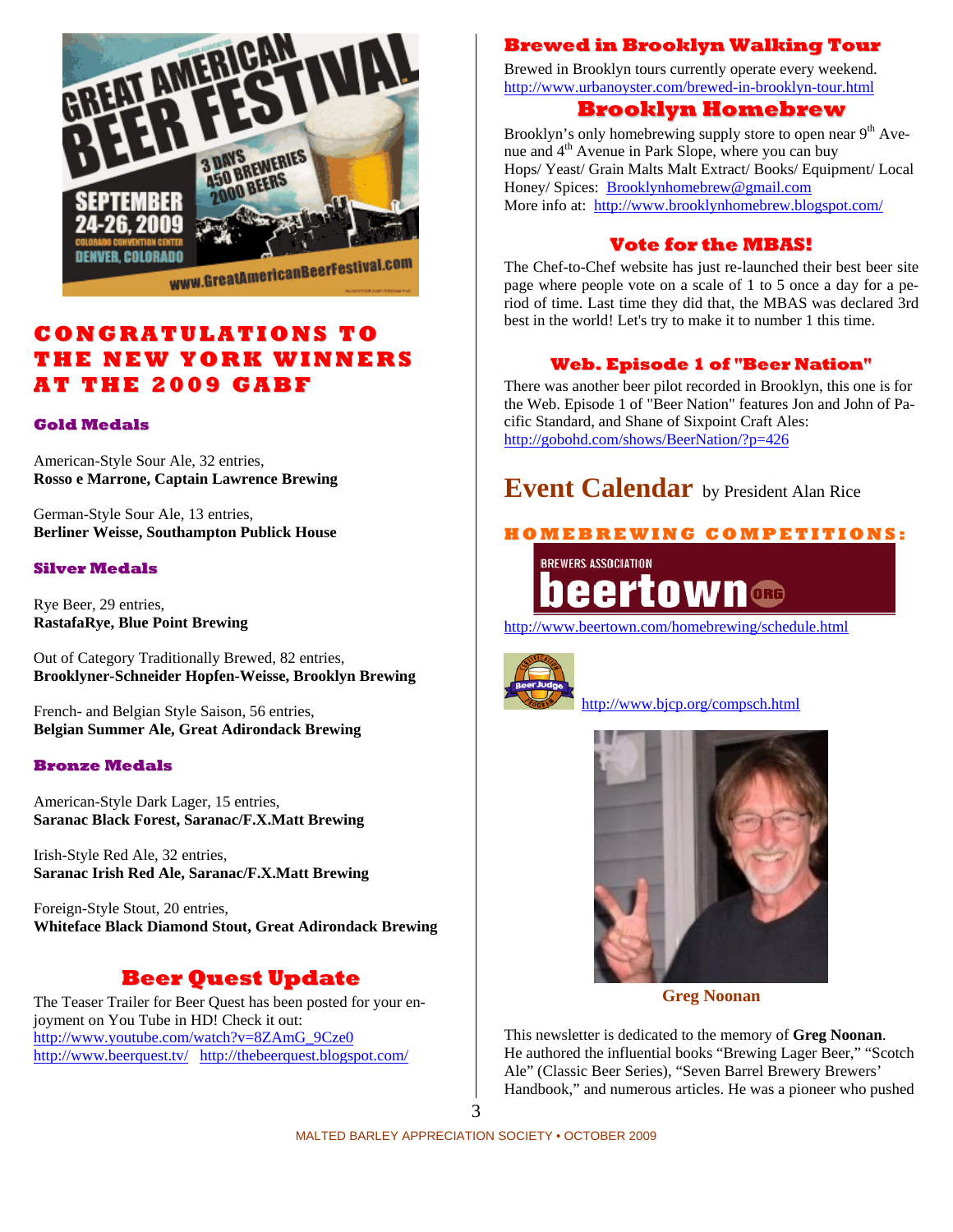## CONGRATULATIONS TO THE NEW YORK WINNERS AT THE 2009 GABF

### Gold Medals

American-Style Sour Ale, 32 entries,
**Rosso e Marrone, Captain Lawrence Brewing**

German-Style Sour Ale, 13 entries,
**Berliner Weisse, Southampton Publick House**

### Silver Medals

Rye Beer, 29 entries,
**RastafaRye, Blue Point Brewing**

Out of Category Traditionally Brewed, 82 entries,
**Brooklyner-Schneider Hopfen-Weisse, Brooklyn Brewing**

French- and Belgian Style Saison, 56 entries,
**Belgian Summer Ale, Great Adirondack Brewing**

### Bronze Medals

American-Style Dark Lager, 15 entries,
**Saranac Black Forest, Saranac/F.X.Matt Brewing**

Irish-Style Red Ale, 32 entries,
**Saranac Irish Red Ale, Saranac/F.X.Matt Brewing**

Foreign-Style Stout, 20 entries,
**Whiteface Black Diamond Stout, Great Adirondack Brewing**

## Beer Quest Update

The Teaser Trailer for Beer Quest has been posted for your enjoyment on You Tube in HD! Check it out:
http://www.youtube.com/watch?v=8ZAmG_9Cze0
http://www.beerquest.tv/ http://thebeerquest.blogspot.com/

## Brewed in Brooklyn Walking Tour

Brewed in Brooklyn tours currently operate every weekend.
http://www.urbanoyster.com/brewed-in-brooklyn-tour.html

## Brooklyn Homebrew

Brooklyn's only homebrewing supply store to open near 9th Avenue and 4th Avenue in Park Slope, where you can buy Hops/ Yeast/ Grain Malts Malt Extract/ Books/ Equipment/ Local Honey/ Spices: Brooklynhomebrew@gmail.com
More info at: http://www.brooklynhomebrew.blogspot.com/

## Vote for the MBAS!

The Chef-to-Chef website has just re-launched their best beer site page where people vote on a scale of 1 to 5 once a day for a period of time. Last time they did that, the MBAS was declared 3rd best in the world! Let's try to make it to number 1 this time.

## Web. Episode 1 of "Beer Nation"

There was another beer pilot recorded in Brooklyn, this one is for the Web. Episode 1 of "Beer Nation" features Jon and John of Pacific Standard, and Shane of Sixpoint Craft Ales:
http://gobohd.com/shows/BeerNation/?p=426

# Event Calendar by President Alan Rice

### HOMEBREWING COMPETITIONS:

http://www.beertown.com/homebrewing/schedule.html

http://www.bjcp.org/compsch.html

**Greg Noonan**

This newsletter is dedicated to the memory of **Greg Noonan**. He authored the influential books "Brewing Lager Beer," "Scotch Ale" (Classic Beer Series), "Seven Barrel Brewery Brewers' Handbook," and numerous articles. He was a pioneer who pushed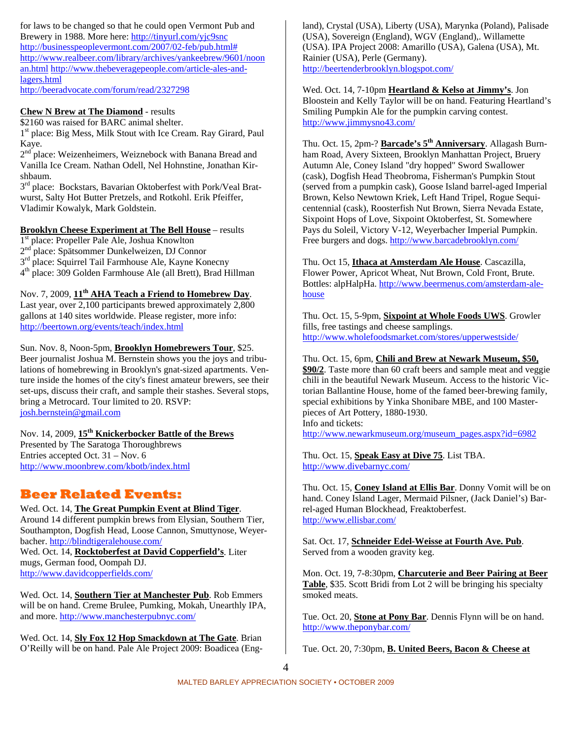for laws to be changed so that he could open Vermont Pub and Brewery in 1988. More here: http://tinyurl.com/yjc9snc http://businesspeoplevermont.com/2007/02-feb/pub.html# http://www.realbeer.com/library/archives/yankeebrew/9601/noonan.html http://www.thebeveragepeople.com/article-ales-and-lagers.html http://beeradvocate.com/forum/read/2327298

**Chew N Brew at The Diamond** - results
$2160 was raised for BARC animal shelter.
1st place: Big Mess, Milk Stout with Ice Cream. Ray Girard, Paul Kaye.
2nd place: Weizenheimers, Weiznebock with Banana Bread and Vanilla Ice Cream. Nathan Odell, Nel Hohnstine, Jonathan Kirshbaum.
3rd place: Bockstars, Bavarian Oktoberfest with Pork/Veal Bratwurst, Salty Hot Butter Pretzels, and Rotkohl. Erik Pfeiffer, Vladimir Kowalyk, Mark Goldstein.

**Brooklyn Cheese Experiment at The Bell House** – results
1st place: Propeller Pale Ale, Joshua Knowlton
2nd place: Spätsommer Dunkelweizen, DJ Connor
3rd place: Squirrel Tail Farmhouse Ale, Kayne Konecny
4th place: 309 Golden Farmhouse Ale (all Brett), Brad Hillman

Nov. 7, 2009, **11th AHA Teach a Friend to Homebrew Day**. Last year, over 2,100 participants brewed approximately 2,800 gallons at 140 sites worldwide. Please register, more info: http://beertown.org/events/teach/index.html

Sun. Nov. 8, Noon-5pm, **Brooklyn Homebrewers Tour**, $25. Beer journalist Joshua M. Bernstein shows you the joys and tribulations of homebrewing in Brooklyn's gnat-sized apartments. Venture inside the homes of the city's finest amateur brewers, see their set-ups, discuss their craft, and sample their stashes. Several stops, bring a Metrocard. Tour limited to 20. RSVP: josh.bernstein@gmail.com

Nov. 14, 2009, **15th Knickerbocker Battle of the Brews**
Presented by The Saratoga Thoroughbrews
Entries accepted Oct. 31 – Nov. 6
http://www.moonbrew.com/kbotb/index.html

## Beer Related Events:

Wed. Oct. 14, **The Great Pumpkin Event at Blind Tiger**. Around 14 different pumpkin brews from Elysian, Southern Tier, Southampton, Dogfish Head, Loose Cannon, Smuttynose, Weyerbacher. http://blindtigeralehouse.com/
Wed. Oct. 14, **Rocktoberfest at David Copperfield's**. Liter mugs, German food, Oompah DJ.
http://www.davidcopperfields.com/

Wed. Oct. 14, **Southern Tier at Manchester Pub**. Rob Emmers will be on hand. Creme Brulee, Pumking, Mokah, Unearthly IPA, and more. http://www.manchesterpubnyc.com/

Wed. Oct. 14, **Sly Fox 12 Hop Smackdown at The Gate**. Brian O'Reilly will be on hand. Pale Ale Project 2009: Boadicea (England), Crystal (USA), Liberty (USA), Marynka (Poland), Palisade (USA), Sovereign (England), WGV (England),. Willamette (USA). IPA Project 2008: Amarillo (USA), Galena (USA), Mt. Rainier (USA), Perle (Germany).
http://beertenderbrooklyn.blogspot.com/

Wed. Oct. 14, 7-10pm **Heartland & Kelso at Jimmy's**. Jon Bloostein and Kelly Taylor will be on hand. Featuring Heartland's Smiling Pumpkin Ale for the pumpkin carving contest.
http://www.jimmysno43.com/

Thu. Oct. 15, 2pm-? **Barcade's 5th Anniversary**. Allagash Burnham Road, Avery Sixteen, Brooklyn Manhattan Project, Bruery Autumn Ale, Coney Island "dry hopped" Sword Swallower (cask), Dogfish Head Theobroma, Fisherman's Pumpkin Stout (served from a pumpkin cask), Goose Island barrel-aged Imperial Brown, Kelso Newtown Kriek, Left Hand Tripel, Rogue Sequicentennial (cask), Roosterfish Nut Brown, Sierra Nevada Estate, Sixpoint Hops of Love, Sixpoint Oktoberfest, St. Somewhere Pays du Soleil, Victory V-12, Weyerbacher Imperial Pumpkin. Free burgers and dogs. http://www.barcadebrooklyn.com/

Thu. Oct 15, **Ithaca at Amsterdam Ale House**. Cascazilla, Flower Power, Apricot Wheat, Nut Brown, Cold Front, Brute. Bottles: alpHalpHa. http://www.beermenus.com/amsterdam-ale-house

Thu. Oct. 15, 5-9pm, **Sixpoint at Whole Foods UWS**. Growler fills, free tastings and cheese samplings.
http://www.wholefoodsmarket.com/stores/upperwestside/

Thu. Oct. 15, 6pm, **Chili and Brew at Newark Museum, $50, $90/2**. Taste more than 60 craft beers and sample meat and veggie chili in the beautiful Newark Museum. Access to the historic Victorian Ballantine House, home of the famed beer-brewing family, special exhibitions by Yinka Shonibare MBE, and 100 Masterpieces of Art Pottery, 1880-1930.
Info and tickets:
http://www.newarkmuseum.org/museum_pages.aspx?id=6982

Thu. Oct. 15, **Speak Easy at Dive 75**. List TBA.
http://www.divebarnyc.com/

Thu. Oct. 15, **Coney Island at Ellis Bar**. Donny Vomit will be on hand. Coney Island Lager, Mermaid Pilsner, (Jack Daniel's) Barrel-aged Human Blockhead, Freaktoberfest.
http://www.ellisbar.com/

Sat. Oct. 17, **Schneider Edel-Weisse at Fourth Ave. Pub**. Served from a wooden gravity keg.

Mon. Oct. 19, 7-8:30pm, **Charcuterie and Beer Pairing at Beer Table**, $35. Scott Bridi from Lot 2 will be bringing his specialty smoked meats.

Tue. Oct. 20, **Stone at Pony Bar**. Dennis Flynn will be on hand.
http://www.theponybar.com/

Tue. Oct. 20, 7:30pm, **B. United Beers, Bacon & Cheese at**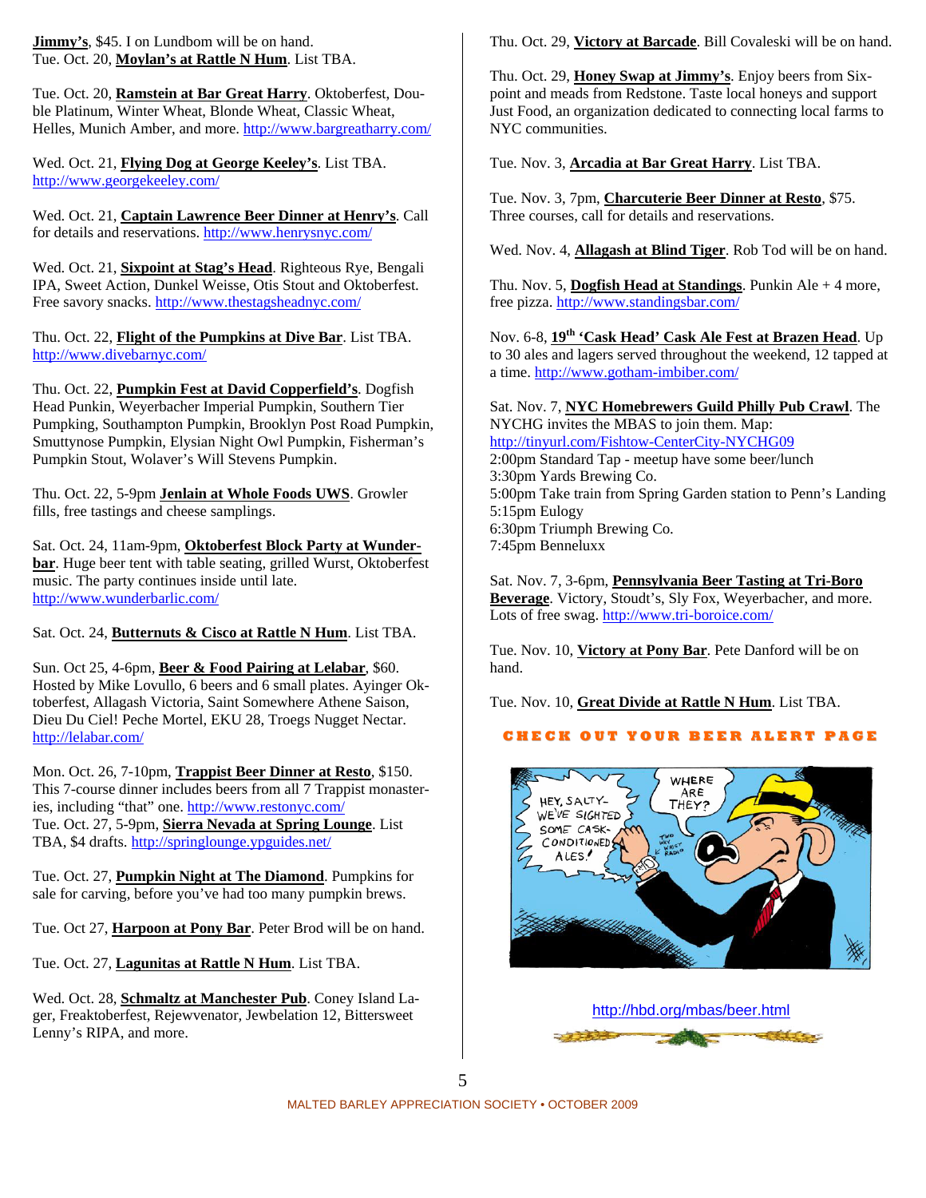**Jimmy's**, $45. I on Lundbom will be on hand.
Tue. Oct. 20, **Moylan's at Rattle N Hum**. List TBA.

Tue. Oct. 20, **Ramstein at Bar Great Harry**. Oktoberfest, Double Platinum, Winter Wheat, Blonde Wheat, Classic Wheat, Helles, Munich Amber, and more. http://www.bargreatharry.com/

Wed. Oct. 21, **Flying Dog at George Keeley's**. List TBA. http://www.georgekeeley.com/

Wed. Oct. 21, **Captain Lawrence Beer Dinner at Henry's**. Call for details and reservations. http://www.henrysnyc.com/

Wed. Oct. 21, **Sixpoint at Stag's Head**. Righteous Rye, Bengali IPA, Sweet Action, Dunkel Weisse, Otis Stout and Oktoberfest. Free savory snacks. http://www.thestagsheadnyc.com/

Thu. Oct. 22, **Flight of the Pumpkins at Dive Bar**. List TBA. http://www.divebarnyc.com/

Thu. Oct. 22, **Pumpkin Fest at David Copperfield's**. Dogfish Head Punkin, Weyerbacher Imperial Pumpkin, Southern Tier Pumpking, Southampton Pumpkin, Brooklyn Post Road Pumpkin, Smuttynose Pumpkin, Elysian Night Owl Pumpkin, Fisherman's Pumpkin Stout, Wolaver's Will Stevens Pumpkin.

Thu. Oct. 22, 5-9pm **Jenlain at Whole Foods UWS**. Growler fills, free tastings and cheese samplings.

Sat. Oct. 24, 11am-9pm, **Oktoberfest Block Party at Wunderbar**. Huge beer tent with table seating, grilled Wurst, Oktoberfest music. The party continues inside until late. http://www.wunderbarlic.com/

Sat. Oct. 24, **Butternuts & Cisco at Rattle N Hum**. List TBA.

Sun. Oct 25, 4-6pm, **Beer & Food Pairing at Lelabar**, $60. Hosted by Mike Lovullo, 6 beers and 6 small plates. Ayinger Oktoberfest, Allagash Victoria, Saint Somewhere Athene Saison, Dieu Du Ciel! Peche Mortel, EKU 28, Troegs Nugget Nectar. http://lelabar.com/

Mon. Oct. 26, 7-10pm, **Trappist Beer Dinner at Resto**, $150. This 7-course dinner includes beers from all 7 Trappist monasteries, including "that" one. http://www.restonyc.com/
Tue. Oct. 27, 5-9pm, **Sierra Nevada at Spring Lounge**. List TBA, $4 drafts. http://springlounge.ypguides.net/

Tue. Oct. 27, **Pumpkin Night at The Diamond**. Pumpkins for sale for carving, before you've had too many pumpkin brews.

Tue. Oct 27, **Harpoon at Pony Bar**. Peter Brod will be on hand.

Tue. Oct. 27, **Lagunitas at Rattle N Hum**. List TBA.

Wed. Oct. 28, **Schmaltz at Manchester Pub**. Coney Island Lager, Freaktoberfest, Rejewvenator, Jewbelation 12, Bittersweet Lenny's RIPA, and more.

Thu. Oct. 29, **Victory at Barcade**. Bill Covaleski will be on hand.

Thu. Oct. 29, **Honey Swap at Jimmy's**. Enjoy beers from Sixpoint and meads from Redstone. Taste local honeys and support Just Food, an organization dedicated to connecting local farms to NYC communities.

Tue. Nov. 3, **Arcadia at Bar Great Harry**. List TBA.

Tue. Nov. 3, 7pm, **Charcuterie Beer Dinner at Resto**, $75. Three courses, call for details and reservations.

Wed. Nov. 4, **Allagash at Blind Tiger**. Rob Tod will be on hand.

Thu. Nov. 5, **Dogfish Head at Standings**. Punkin Ale + 4 more, free pizza. http://www.standingsbar.com/

Nov. 6-8, **19th 'Cask Head' Cask Ale Fest at Brazen Head**. Up to 30 ales and lagers served throughout the weekend, 12 tapped at a time. http://www.gotham-imbiber.com/

Sat. Nov. 7, **NYC Homebrewers Guild Philly Pub Crawl**. The NYCHG invites the MBAS to join them. Map: http://tinyurl.com/Fishtow-CenterCity-NYCHG09
2:00pm Standard Tap - meetup have some beer/lunch
3:30pm Yards Brewing Co.
5:00pm Take train from Spring Garden station to Penn's Landing
5:15pm Eulogy
6:30pm Triumph Brewing Co.
7:45pm Benneluxx

Sat. Nov. 7, 3-6pm, **Pennsylvania Beer Tasting at Tri-Boro Beverage**. Victory, Stoudt's, Sly Fox, Weyerbacher, and more. Lots of free swag. http://www.tri-boroice.com/

Tue. Nov. 10, **Victory at Pony Bar**. Pete Danford will be on hand.

Tue. Nov. 10, **Great Divide at Rattle N Hum**. List TBA.

**CHECK OUT YOUR BEER ALERT PAGE**

http://hbd.org/mbas/beer.html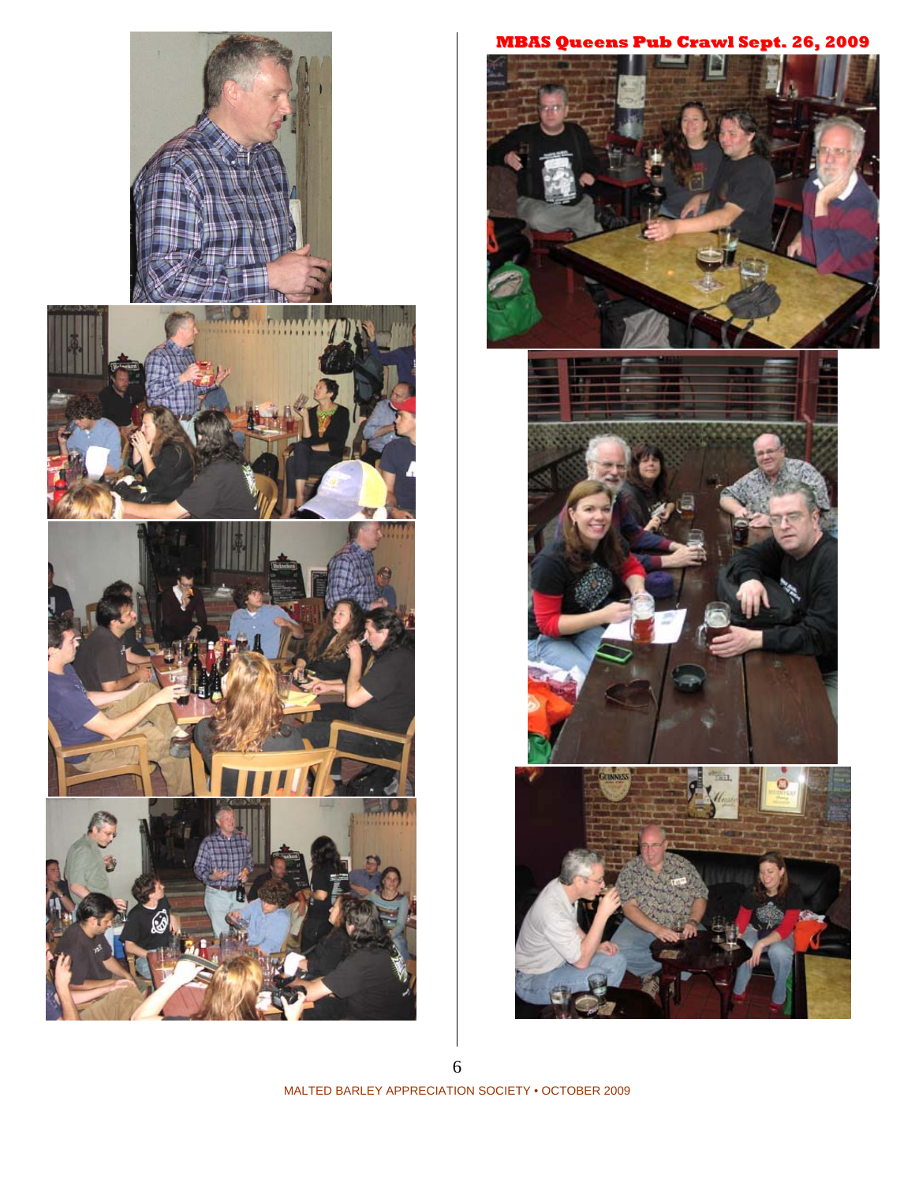## MBAS Queens Pub Crawl Sept. 26, 2009